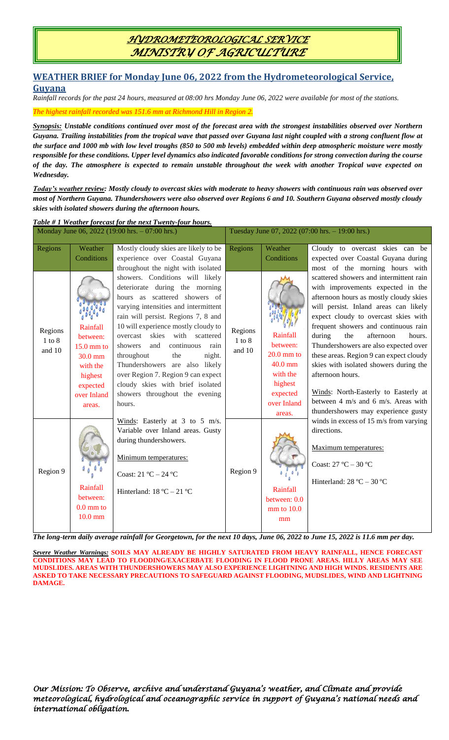# HYDROMETEOROLOGICAL SERVICE
# MINISTRY OF AGRICULTURE

## WEATHER BRIEF for Monday June 06, 2022 from the Hydrometeorological Service, Guyana

*Rainfall records for the past 24 hours, measured at 08:00 hrs Monday June 06, 2022 were available for most of the stations.*

*The highest rainfall recorded was 151.6 mm at Richmond Hill in Region 2.*

***Synopsis:* Unstable conditions continued over most of the forecast area with the strongest instabilities observed over Northern Guyana. Trailing instabilities from the tropical wave that passed over Guyana last night coupled with a strong confluent flow at the surface and 1000 mb with low level troughs (850 to 500 mb levels) embedded within deep atmospheric moisture were mostly responsible for these conditions. Upper level dynamics also indicated favorable conditions for strong convection during the course of the day. The atmosphere is expected to remain unstable throughout the week with another Tropical wave expected on Wednesday.**

***Today's weather review:* Mostly cloudy to overcast skies with moderate to heavy showers with continuous rain was observed over most of Northern Guyana. Thundershowers were also observed over Regions 6 and 10. Southern Guyana observed mostly cloudy skies with isolated showers during the afternoon hours.**

***Table # 1 Weather forecast for the next Twenty-four hours.***

| Monday June 06, 2022 (19:00 hrs. – 07:00 hrs.) | | | Tuesday June 07, 2022 (07:00 hrs. – 19:00 hrs.) | | |
|---|---|---|---|---|---|
| Regions | Weather Conditions | Mostly cloudy skies are likely to be experience over Coastal Guyana throughout the night with isolated showers. Conditions will likely deteriorate during the morning hours as scattered showers of varying intensities and intermittent rain will persist. Regions 7, 8 and 10 will experience mostly cloudy to overcast skies with scattered showers and continuous rain throughout the night. Thundershowers are also likely over Region 7. Region 9 can expect cloudy skies with brief isolated showers throughout the evening hours.<br><br>Winds: Easterly at 3 to 5 m/s. Variable over Inland areas. Gusty during thundershowers.<br><br>Minimum temperatures:<br><br>Coast: 21 ºC – 24 ºC<br><br>Hinterland: 18 ºC – 21 ºC | Regions | Weather Conditions | Cloudy to overcast skies can be expected over Coastal Guyana during most of the morning hours with scattered showers and intermittent rain with improvements expected in the afternoon hours as mostly cloudy skies will persist. Inland areas can likely expect cloudy to overcast skies with frequent showers and continuous rain during the afternoon hours. Thundershowers are also expected over these areas. Region 9 can expect cloudy skies with isolated showers during the afternoon hours.<br><br>Winds: North-Easterly to Easterly at between 4 m/s and 6 m/s. Areas with thundershowers may experience gusty winds in excess of 15 m/s from varying directions.<br><br>Maximum temperatures:<br><br>Coast: 27 ºC – 30 ºC<br><br>Hinterland: 28 ºC – 30 ºC |
| Regions 1 to 8 and 10 | Rainfall between: 15.0 mm to 30.0 mm with the highest expected over Inland areas. | | Regions 1 to 8 and 10 | Rainfall between: 20.0 mm to 40.0 mm with the highest expected over Inland areas. | |
| Region 9 | Rainfall between: 0.0 mm to 10.0 mm | | Region 9 | Rainfall between: 0.0 mm to 10.0 mm | |

***The long-term daily average rainfall for Georgetown, for the next 10 days, June 06, 2022 to June 15, 2022 is 11.6 mm per day.***

***Severe Weather Warnings:* SOILS MAY ALREADY BE HIGHLY SATURATED FROM HEAVY RAINFALL, HENCE FORECAST CONDITIONS MAY LEAD TO FLOODING/EXACERBATE FLOODING IN FLOOD PRONE AREAS. HILLY AREAS MAY SEE MUDSLIDES. AREAS WITH THUNDERSHOWERS MAY ALSO EXPERIENCE LIGHTNING AND HIGH WINDS. RESIDENTS ARE ASKED TO TAKE NECESSARY PRECAUTIONS TO SAFEGUARD AGAINST FLOODING, MUDSLIDES, WIND AND LIGHTNING DAMAGE.**

*Our Mission: To Observe, archive and understand Guyana's weather, and Climate and provide meteorological, hydrological and oceanographic service in support of Guyana's national needs and international obligation.*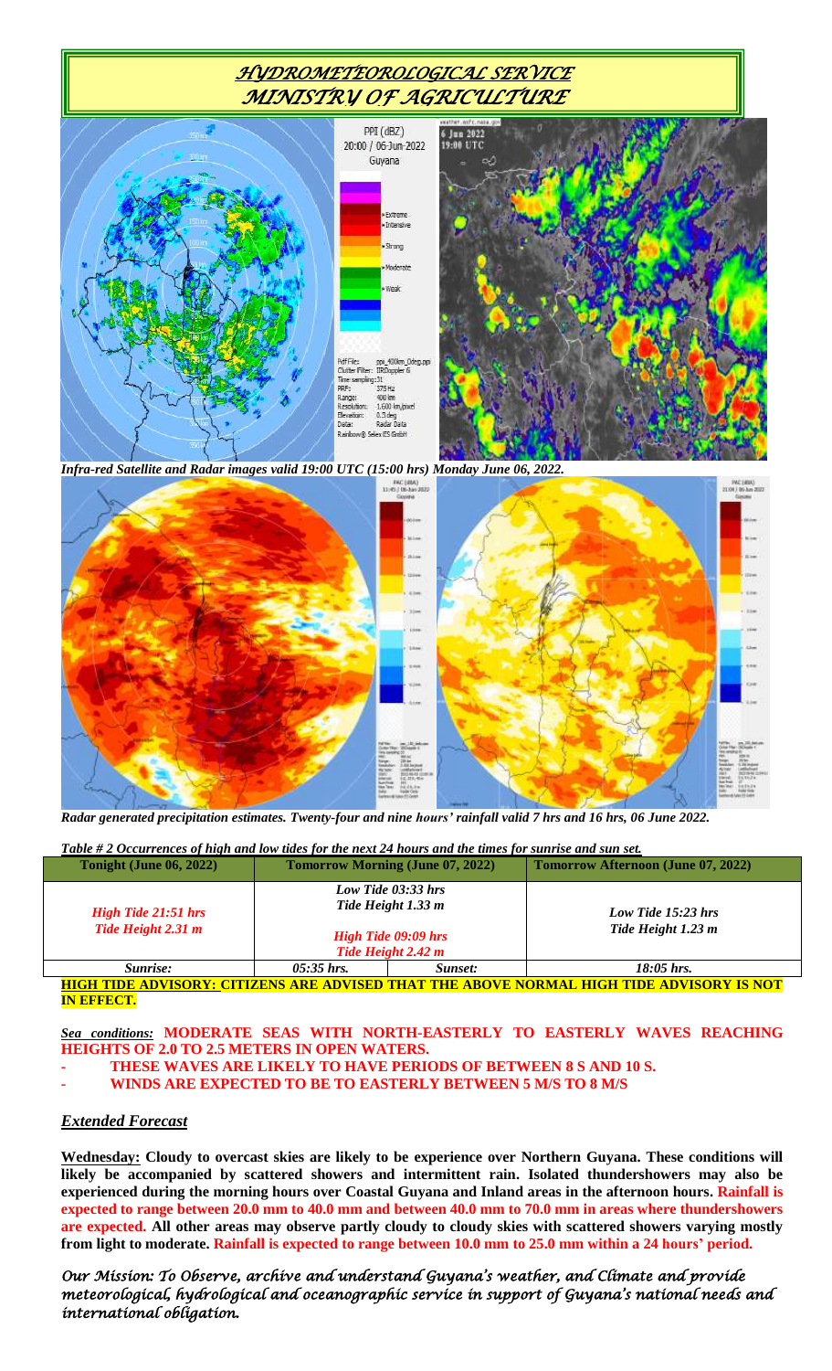# *HYDROMETEOROLOGICAL SERVICE*
# *MINISTRY OF AGRICULTURE*

*Infra-red Satellite and Radar images valid 19:00 UTC (15:00 hrs) Monday June 06, 2022.*

*Radar generated precipitation estimates. Twenty-four and nine hours' rainfall valid 7 hrs and 16 hrs, 06 June 2022.*

*Table # 2 Occurrences of high and low tides for the next 24 hours and the times for sunrise and sun set.*

| Tonight (June 06, 2022) | Tomorrow Morning (June 07, 2022) | | Tomorrow Afternoon (June 07, 2022) |
|---|---|---|---|
| ***High Tide 21:51 hrs*** ***Tide Height 2.31 m*** | *Low Tide 03:33 hrs* *Tide Height 1.33 m* ***High Tide 09:09 hrs*** ***Tide Height 2.42 m*** | | *Low Tide 15:23 hrs* *Tide Height 1.23 m* |
| *Sunrise:* | *05:35 hrs.* | *Sunset:* | *18:05 hrs.* |

**HIGH TIDE ADVISORY: CITIZENS ARE ADVISED THAT THE ABOVE NORMAL HIGH TIDE ADVISORY IS NOT IN EFFECT.**

***Sea conditions:*** **MODERATE SEAS WITH NORTH-EASTERLY TO EASTERLY WAVES REACHING HEIGHTS OF 2.0 TO 2.5 METERS IN OPEN WATERS.**

- **THESE WAVES ARE LIKELY TO HAVE PERIODS OF BETWEEN 8 S AND 10 S.**
- **WINDS ARE EXPECTED TO BE TO EASTERLY BETWEEN 5 M/S TO 8 M/S**

## *Extended Forecast*

**Wednesday: Cloudy to overcast skies are likely to be experience over Northern Guyana. These conditions will likely be accompanied by scattered showers and intermittent rain. Isolated thundershowers may also be experienced during the morning hours over Coastal Guyana and Inland areas in the afternoon hours. Rainfall is expected to range between 20.0 mm to 40.0 mm and between 40.0 mm to 70.0 mm in areas where thundershowers are expected. All other areas may observe partly cloudy to cloudy skies with scattered showers varying mostly from light to moderate. Rainfall is expected to range between 10.0 mm to 25.0 mm within a 24 hours' period.**

*Our Mission: To Observe, archive and understand Guyana's weather, and Climate and provide meteorological, hydrological and oceanographic service in support of Guyana's national needs and international obligation.*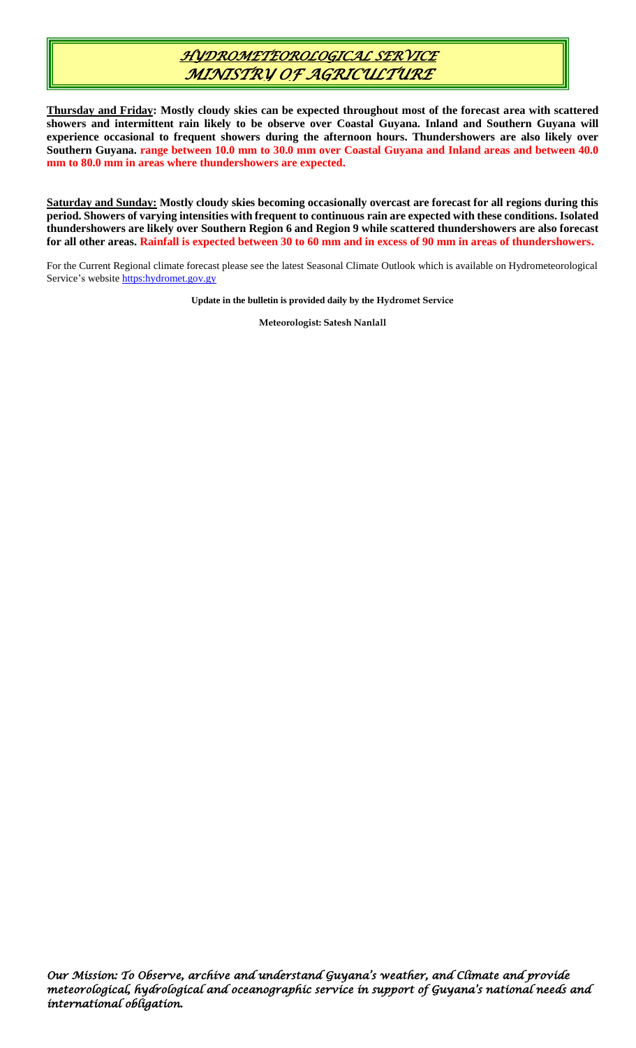# *HYDROMETEOROLOGICAL SERVICE*
# *MINISTRY OF AGRICULTURE*

**Thursday and Friday: Mostly cloudy skies can be expected throughout most of the forecast area with scattered showers and intermittent rain likely to be observe over Coastal Guyana. Inland and Southern Guyana will experience occasional to frequent showers during the afternoon hours. Thundershowers are also likely over Southern Guyana. range between 10.0 mm to 30.0 mm over Coastal Guyana and Inland areas and between 40.0 mm to 80.0 mm in areas where thundershowers are expected.**

**Saturday and Sunday: Mostly cloudy skies becoming occasionally overcast are forecast for all regions during this period. Showers of varying intensities with frequent to continuous rain are expected with these conditions. Isolated thundershowers are likely over Southern Region 6 and Region 9 while scattered thundershowers are also forecast for all other areas. Rainfall is expected between 30 to 60 mm and in excess of 90 mm in areas of thundershowers.**

For the Current Regional climate forecast please see the latest Seasonal Climate Outlook which is available on Hydrometeorological Service's website https:hydromet.gov.gy

**Update in the bulletin is provided daily by the Hydromet Service**

**Meteorologist: Satesh Nanlall**

*Our Mission: To Observe, archive and understand Guyana's weather, and Climate and provide meteorological, hydrological and oceanographic service in support of Guyana's national needs and international obligation.*